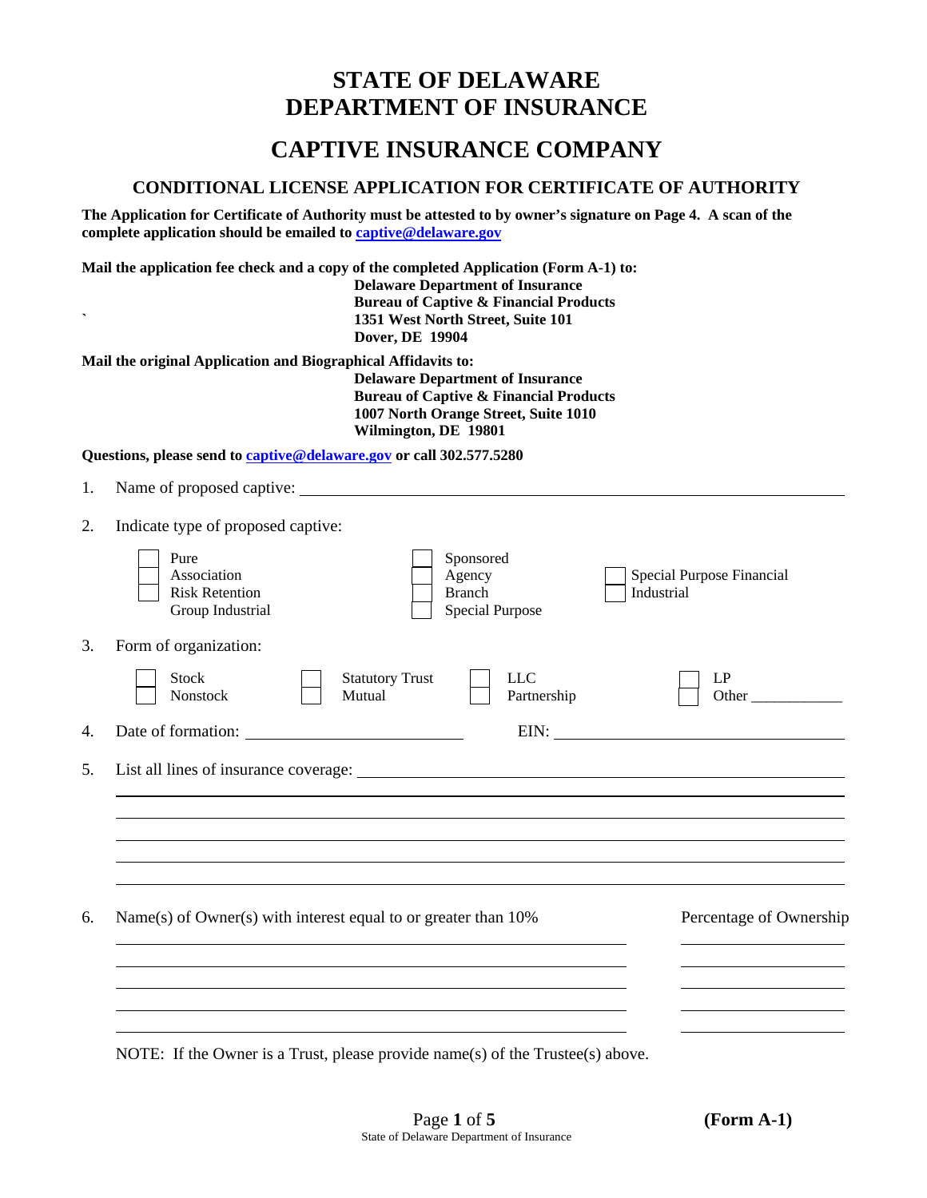# STATE OF DELAWARE
# DEPARTMENT OF INSURANCE

## CAPTIVE INSURANCE COMPANY

### CONDITIONAL LICENSE APPLICATION FOR CERTIFICATE OF AUTHORITY

**The Application for Certificate of Authority must be attested to by owner's signature on Page 4. A scan of the complete application should be emailed to captive@delaware.gov**

**Mail the application fee check and a copy of the completed Application (Form A-1) to:**

**Delaware Department of Insurance**
**Bureau of Captive & Financial Products**
**1351 West North Street, Suite 101**
**Dover, DE 19904**

**Mail the original Application and Biographical Affidavits to:**

**Delaware Department of Insurance**
**Bureau of Captive & Financial Products**
**1007 North Orange Street, Suite 1010**
**Wilmington, DE 19801**

**Questions, please send to captive@delaware.gov or call 302.577.5280**

1. Name of proposed captive: ______________________________

2. Indicate type of proposed captive:

   - ☐ Pure
   - ☐ Association
   - ☐ Risk Retention
   - Group Industrial
   - ☐ Sponsored
   - ☐ Agency
   - ☐ Branch
   - ☐ Special Purpose
   - ☐ Special Purpose Financial
   - ☐ Industrial

3. Form of organization:

   - ☐ Stock
   - ☐ Nonstock
   - ☐ Statutory Trust
   - ☐ Mutual
   - ☐ LLC
   - ☐ Partnership
   - ☐ LP
   - ☐ Other ____________

4. Date of formation: ______________________ EIN: ______________________

5. List all lines of insurance coverage: ______________________________

   ______________________________

   ______________________________

   ______________________________

   ______________________________

6. Name(s) of Owner(s) with interest equal to or greater than 10%

| Name(s) of Owner(s) | Percentage of Ownership |
|---|---|
| | |
| | |
| | |
| | |
| | |

NOTE: If the Owner is a Trust, please provide name(s) of the Trustee(s) above.

**(Form A-1)**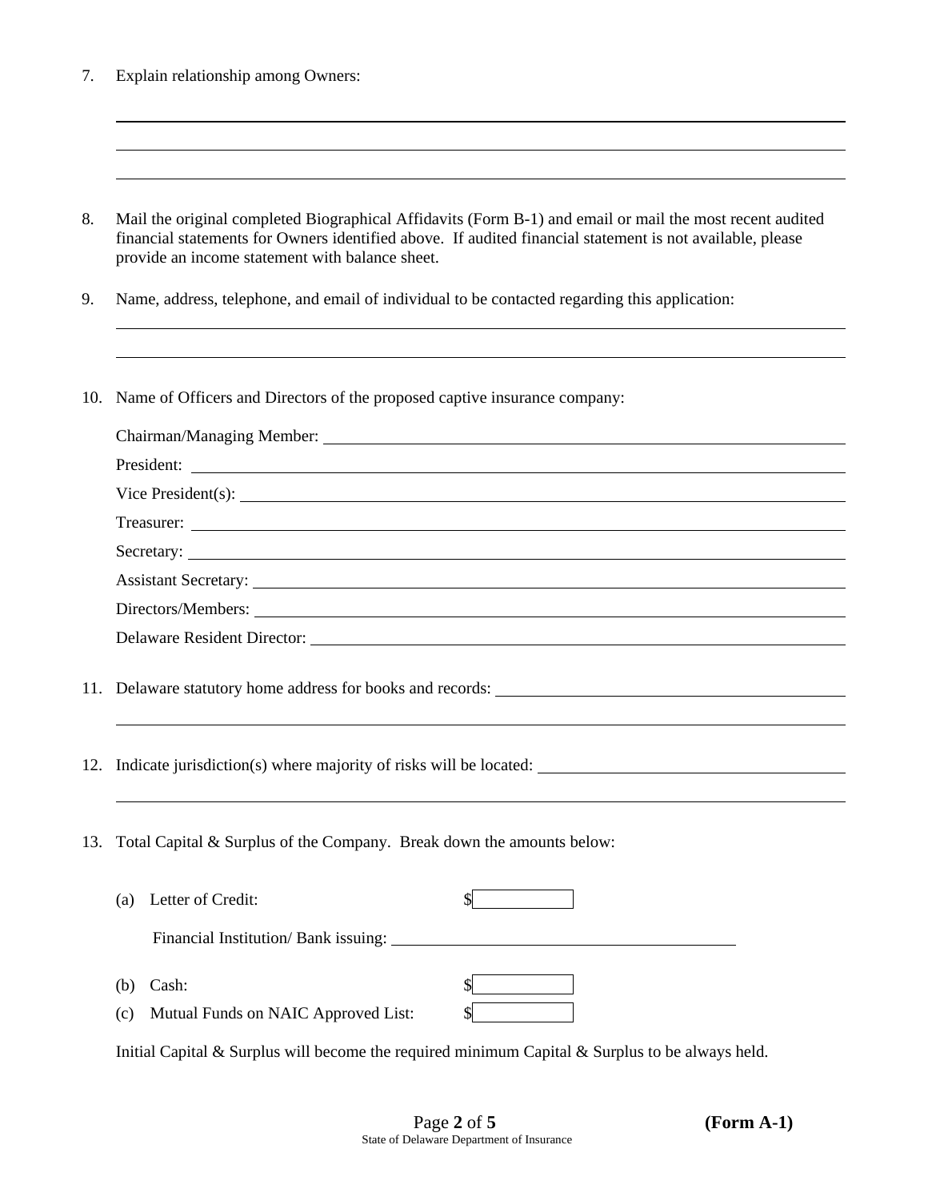7. Explain relationship among Owners:

\_\_\_\_\_\_\_\_\_\_\_\_\_\_\_\_\_\_\_\_\_\_\_\_\_\_\_\_\_\_\_\_\_\_\_\_\_\_\_\_\_\_\_\_\_\_\_\_\_\_\_\_\_\_\_\_\_\_\_\_\_\_\_\_\_\_

\_\_\_\_\_\_\_\_\_\_\_\_\_\_\_\_\_\_\_\_\_\_\_\_\_\_\_\_\_\_\_\_\_\_\_\_\_\_\_\_\_\_\_\_\_\_\_\_\_\_\_\_\_\_\_\_\_\_\_\_\_\_\_\_\_\_

\_\_\_\_\_\_\_\_\_\_\_\_\_\_\_\_\_\_\_\_\_\_\_\_\_\_\_\_\_\_\_\_\_\_\_\_\_\_\_\_\_\_\_\_\_\_\_\_\_\_\_\_\_\_\_\_\_\_\_\_\_\_\_\_\_\_

8. Mail the original completed Biographical Affidavits (Form B-1) and email or mail the most recent audited financial statements for Owners identified above. If audited financial statement is not available, please provide an income statement with balance sheet.

9. Name, address, telephone, and email of individual to be contacted regarding this application:

\_\_\_\_\_\_\_\_\_\_\_\_\_\_\_\_\_\_\_\_\_\_\_\_\_\_\_\_\_\_\_\_\_\_\_\_\_\_\_\_\_\_\_\_\_\_\_\_\_\_\_\_\_\_\_\_\_\_\_\_\_\_\_\_\_\_

\_\_\_\_\_\_\_\_\_\_\_\_\_\_\_\_\_\_\_\_\_\_\_\_\_\_\_\_\_\_\_\_\_\_\_\_\_\_\_\_\_\_\_\_\_\_\_\_\_\_\_\_\_\_\_\_\_\_\_\_\_\_\_\_\_\_

10. Name of Officers and Directors of the proposed captive insurance company:

    Chairman/Managing Member: \_\_\_\_\_\_\_\_\_\_\_\_\_\_\_\_\_\_\_\_\_\_\_\_\_\_\_\_\_\_\_\_\_\_\_\_\_\_\_\_

    President: \_\_\_\_\_\_\_\_\_\_\_\_\_\_\_\_\_\_\_\_\_\_\_\_\_\_\_\_\_\_\_\_\_\_\_\_\_\_\_\_\_\_\_\_\_\_\_\_\_\_\_\_

    Vice President(s): \_\_\_\_\_\_\_\_\_\_\_\_\_\_\_\_\_\_\_\_\_\_\_\_\_\_\_\_\_\_\_\_\_\_\_\_\_\_\_\_\_\_\_\_\_\_\_

    Treasurer: \_\_\_\_\_\_\_\_\_\_\_\_\_\_\_\_\_\_\_\_\_\_\_\_\_\_\_\_\_\_\_\_\_\_\_\_\_\_\_\_\_\_\_\_\_\_\_\_\_\_\_\_

    Secretary: \_\_\_\_\_\_\_\_\_\_\_\_\_\_\_\_\_\_\_\_\_\_\_\_\_\_\_\_\_\_\_\_\_\_\_\_\_\_\_\_\_\_\_\_\_\_\_\_\_\_\_\_

    Assistant Secretary: \_\_\_\_\_\_\_\_\_\_\_\_\_\_\_\_\_\_\_\_\_\_\_\_\_\_\_\_\_\_\_\_\_\_\_\_\_\_\_\_\_\_\_\_\_

    Directors/Members: \_\_\_\_\_\_\_\_\_\_\_\_\_\_\_\_\_\_\_\_\_\_\_\_\_\_\_\_\_\_\_\_\_\_\_\_\_\_\_\_\_\_\_\_\_\_

    Delaware Resident Director: \_\_\_\_\_\_\_\_\_\_\_\_\_\_\_\_\_\_\_\_\_\_\_\_\_\_\_\_\_\_\_\_\_\_\_\_\_\_\_\_

11. Delaware statutory home address for books and records: \_\_\_\_\_\_\_\_\_\_\_\_\_\_\_\_\_\_\_\_\_\_\_\_\_\_\_\_\_\_

    \_\_\_\_\_\_\_\_\_\_\_\_\_\_\_\_\_\_\_\_\_\_\_\_\_\_\_\_\_\_\_\_\_\_\_\_\_\_\_\_\_\_\_\_\_\_\_\_\_\_\_\_\_\_\_\_\_\_\_\_\_\_\_\_\_\_

12. Indicate jurisdiction(s) where majority of risks will be located: \_\_\_\_\_\_\_\_\_\_\_\_\_\_\_\_\_\_\_\_\_\_\_\_\_\_\_\_

    \_\_\_\_\_\_\_\_\_\_\_\_\_\_\_\_\_\_\_\_\_\_\_\_\_\_\_\_\_\_\_\_\_\_\_\_\_\_\_\_\_\_\_\_\_\_\_\_\_\_\_\_\_\_\_\_\_\_\_\_\_\_\_\_\_\_

13. Total Capital & Surplus of the Company. Break down the amounts below:

    (a) Letter of Credit: $\_\_\_\_\_\_\_\_\_\_

    Financial Institution/ Bank issuing: \_\_\_\_\_\_\_\_\_\_\_\_\_\_\_\_\_\_\_\_\_\_\_\_\_\_\_\_\_\_\_\_\_\_

    (b) Cash: $\_\_\_\_\_\_\_\_\_\_

    (c) Mutual Funds on NAIC Approved List: $\_\_\_\_\_\_\_\_\_\_

    Initial Capital & Surplus will become the required minimum Capital & Surplus to be always held.

**(Form A-1)**

State of Delaware Department of Insurance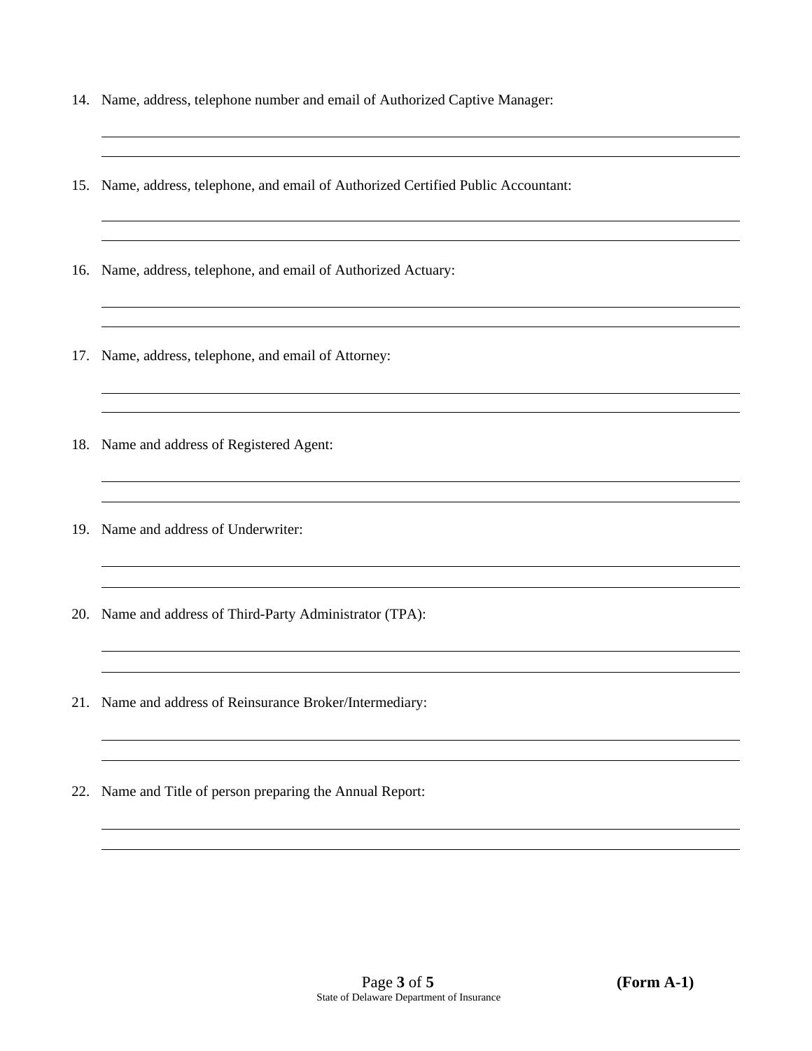14. Name, address, telephone number and email of Authorized Captive Manager:

    \_\_\_\_\_\_\_\_\_\_\_\_\_\_\_\_\_\_\_\_\_\_\_\_\_\_\_\_\_\_\_\_\_\_\_\_\_\_\_\_\_\_\_\_\_\_\_\_\_\_\_\_\_\_\_\_\_\_\_\_\_\_\_\_\_\_\_\_\_\_\_\_\_\_\_\_\_\_

    \_\_\_\_\_\_\_\_\_\_\_\_\_\_\_\_\_\_\_\_\_\_\_\_\_\_\_\_\_\_\_\_\_\_\_\_\_\_\_\_\_\_\_\_\_\_\_\_\_\_\_\_\_\_\_\_\_\_\_\_\_\_\_\_\_\_\_\_\_\_\_\_\_\_\_\_\_\_

15. Name, address, telephone, and email of Authorized Certified Public Accountant:

    \_\_\_\_\_\_\_\_\_\_\_\_\_\_\_\_\_\_\_\_\_\_\_\_\_\_\_\_\_\_\_\_\_\_\_\_\_\_\_\_\_\_\_\_\_\_\_\_\_\_\_\_\_\_\_\_\_\_\_\_\_\_\_\_\_\_\_\_\_\_\_\_\_\_\_\_\_\_

    \_\_\_\_\_\_\_\_\_\_\_\_\_\_\_\_\_\_\_\_\_\_\_\_\_\_\_\_\_\_\_\_\_\_\_\_\_\_\_\_\_\_\_\_\_\_\_\_\_\_\_\_\_\_\_\_\_\_\_\_\_\_\_\_\_\_\_\_\_\_\_\_\_\_\_\_\_\_

16. Name, address, telephone, and email of Authorized Actuary:

    \_\_\_\_\_\_\_\_\_\_\_\_\_\_\_\_\_\_\_\_\_\_\_\_\_\_\_\_\_\_\_\_\_\_\_\_\_\_\_\_\_\_\_\_\_\_\_\_\_\_\_\_\_\_\_\_\_\_\_\_\_\_\_\_\_\_\_\_\_\_\_\_\_\_\_\_\_\_

    \_\_\_\_\_\_\_\_\_\_\_\_\_\_\_\_\_\_\_\_\_\_\_\_\_\_\_\_\_\_\_\_\_\_\_\_\_\_\_\_\_\_\_\_\_\_\_\_\_\_\_\_\_\_\_\_\_\_\_\_\_\_\_\_\_\_\_\_\_\_\_\_\_\_\_\_\_\_

17. Name, address, telephone, and email of Attorney:

    \_\_\_\_\_\_\_\_\_\_\_\_\_\_\_\_\_\_\_\_\_\_\_\_\_\_\_\_\_\_\_\_\_\_\_\_\_\_\_\_\_\_\_\_\_\_\_\_\_\_\_\_\_\_\_\_\_\_\_\_\_\_\_\_\_\_\_\_\_\_\_\_\_\_\_\_\_\_

    \_\_\_\_\_\_\_\_\_\_\_\_\_\_\_\_\_\_\_\_\_\_\_\_\_\_\_\_\_\_\_\_\_\_\_\_\_\_\_\_\_\_\_\_\_\_\_\_\_\_\_\_\_\_\_\_\_\_\_\_\_\_\_\_\_\_\_\_\_\_\_\_\_\_\_\_\_\_

18. Name and address of Registered Agent:

    \_\_\_\_\_\_\_\_\_\_\_\_\_\_\_\_\_\_\_\_\_\_\_\_\_\_\_\_\_\_\_\_\_\_\_\_\_\_\_\_\_\_\_\_\_\_\_\_\_\_\_\_\_\_\_\_\_\_\_\_\_\_\_\_\_\_\_\_\_\_\_\_\_\_\_\_\_\_

    \_\_\_\_\_\_\_\_\_\_\_\_\_\_\_\_\_\_\_\_\_\_\_\_\_\_\_\_\_\_\_\_\_\_\_\_\_\_\_\_\_\_\_\_\_\_\_\_\_\_\_\_\_\_\_\_\_\_\_\_\_\_\_\_\_\_\_\_\_\_\_\_\_\_\_\_\_\_

19. Name and address of Underwriter:

    \_\_\_\_\_\_\_\_\_\_\_\_\_\_\_\_\_\_\_\_\_\_\_\_\_\_\_\_\_\_\_\_\_\_\_\_\_\_\_\_\_\_\_\_\_\_\_\_\_\_\_\_\_\_\_\_\_\_\_\_\_\_\_\_\_\_\_\_\_\_\_\_\_\_\_\_\_\_

    \_\_\_\_\_\_\_\_\_\_\_\_\_\_\_\_\_\_\_\_\_\_\_\_\_\_\_\_\_\_\_\_\_\_\_\_\_\_\_\_\_\_\_\_\_\_\_\_\_\_\_\_\_\_\_\_\_\_\_\_\_\_\_\_\_\_\_\_\_\_\_\_\_\_\_\_\_\_

20. Name and address of Third-Party Administrator (TPA):

    \_\_\_\_\_\_\_\_\_\_\_\_\_\_\_\_\_\_\_\_\_\_\_\_\_\_\_\_\_\_\_\_\_\_\_\_\_\_\_\_\_\_\_\_\_\_\_\_\_\_\_\_\_\_\_\_\_\_\_\_\_\_\_\_\_\_\_\_\_\_\_\_\_\_\_\_\_\_

    \_\_\_\_\_\_\_\_\_\_\_\_\_\_\_\_\_\_\_\_\_\_\_\_\_\_\_\_\_\_\_\_\_\_\_\_\_\_\_\_\_\_\_\_\_\_\_\_\_\_\_\_\_\_\_\_\_\_\_\_\_\_\_\_\_\_\_\_\_\_\_\_\_\_\_\_\_\_

21. Name and address of Reinsurance Broker/Intermediary:

    \_\_\_\_\_\_\_\_\_\_\_\_\_\_\_\_\_\_\_\_\_\_\_\_\_\_\_\_\_\_\_\_\_\_\_\_\_\_\_\_\_\_\_\_\_\_\_\_\_\_\_\_\_\_\_\_\_\_\_\_\_\_\_\_\_\_\_\_\_\_\_\_\_\_\_\_\_\_

    \_\_\_\_\_\_\_\_\_\_\_\_\_\_\_\_\_\_\_\_\_\_\_\_\_\_\_\_\_\_\_\_\_\_\_\_\_\_\_\_\_\_\_\_\_\_\_\_\_\_\_\_\_\_\_\_\_\_\_\_\_\_\_\_\_\_\_\_\_\_\_\_\_\_\_\_\_\_

22. Name and Title of person preparing the Annual Report:

    \_\_\_\_\_\_\_\_\_\_\_\_\_\_\_\_\_\_\_\_\_\_\_\_\_\_\_\_\_\_\_\_\_\_\_\_\_\_\_\_\_\_\_\_\_\_\_\_\_\_\_\_\_\_\_\_\_\_\_\_\_\_\_\_\_\_\_\_\_\_\_\_\_\_\_\_\_\_

    \_\_\_\_\_\_\_\_\_\_\_\_\_\_\_\_\_\_\_\_\_\_\_\_\_\_\_\_\_\_\_\_\_\_\_\_\_\_\_\_\_\_\_\_\_\_\_\_\_\_\_\_\_\_\_\_\_\_\_\_\_\_\_\_\_\_\_\_\_\_\_\_\_\_\_\_\_\_

**(Form A-1)**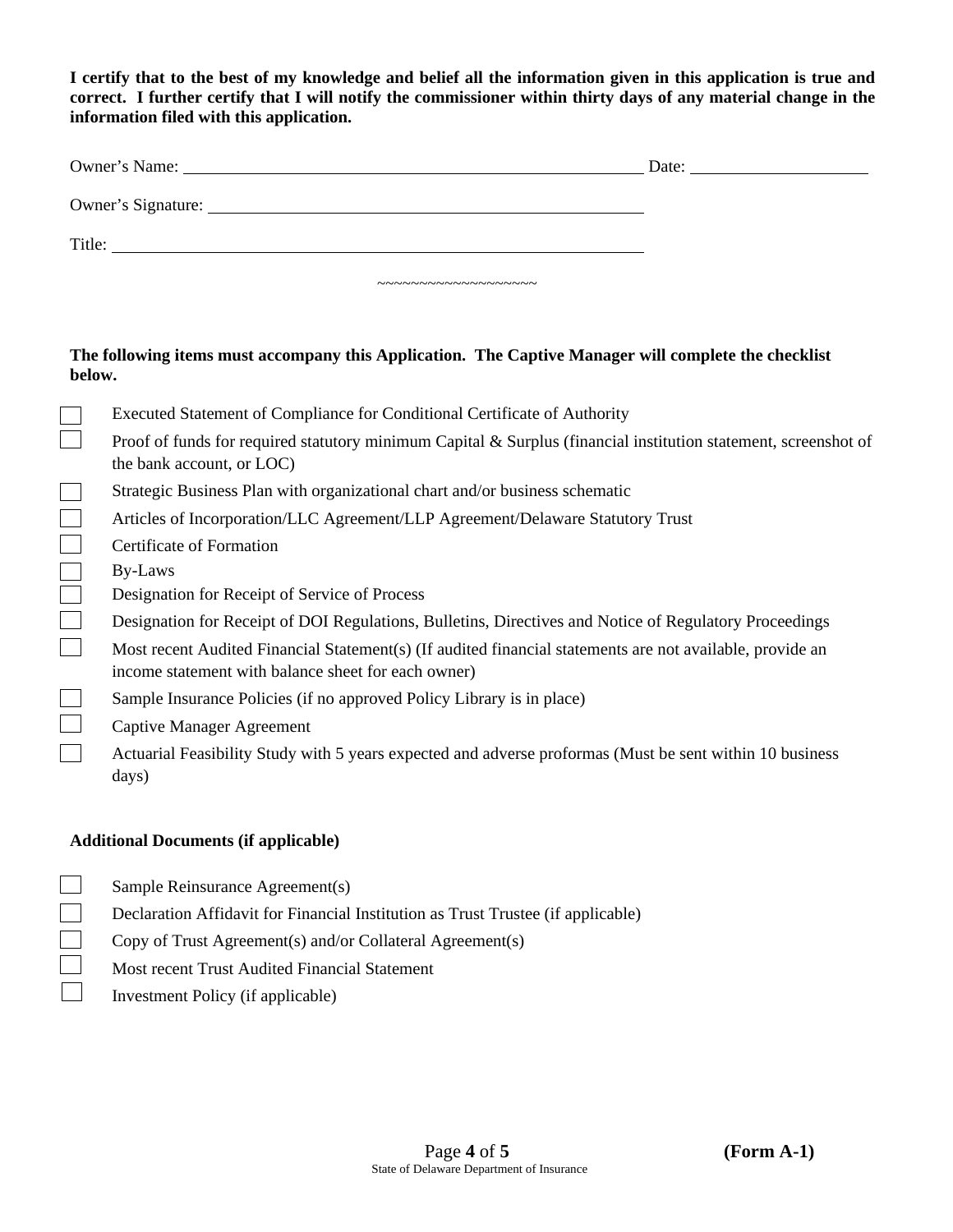**I certify that to the best of my knowledge and belief all the information given in this application is true and correct. I further certify that I will notify the commissioner within thirty days of any material change in the information filed with this application.**

Owner's Name: ______________________________ Date: ______________

Owner's Signature: ______________________________

Title: ______________________________

~~~~~~~~~~~~~~~~~~~~

**The following items must accompany this Application. The Captive Manager will complete the checklist below.**

- ☐ Executed Statement of Compliance for Conditional Certificate of Authority
- ☐ Proof of funds for required statutory minimum Capital & Surplus (financial institution statement, screenshot of the bank account, or LOC)
- ☐ Strategic Business Plan with organizational chart and/or business schematic
- ☐ Articles of Incorporation/LLC Agreement/LLP Agreement/Delaware Statutory Trust
- ☐ Certificate of Formation
- ☐ By-Laws
- ☐ Designation for Receipt of Service of Process
- ☐ Designation for Receipt of DOI Regulations, Bulletins, Directives and Notice of Regulatory Proceedings
- ☐ Most recent Audited Financial Statement(s) (If audited financial statements are not available, provide an income statement with balance sheet for each owner)
- ☐ Sample Insurance Policies (if no approved Policy Library is in place)
- ☐ Captive Manager Agreement
- ☐ Actuarial Feasibility Study with 5 years expected and adverse proformas (Must be sent within 10 business days)

**Additional Documents (if applicable)**

- ☐ Sample Reinsurance Agreement(s)
- ☐ Declaration Affidavit for Financial Institution as Trust Trustee (if applicable)
- ☐ Copy of Trust Agreement(s) and/or Collateral Agreement(s)
- ☐ Most recent Trust Audited Financial Statement
- ☐ Investment Policy (if applicable)

**(Form A-1)**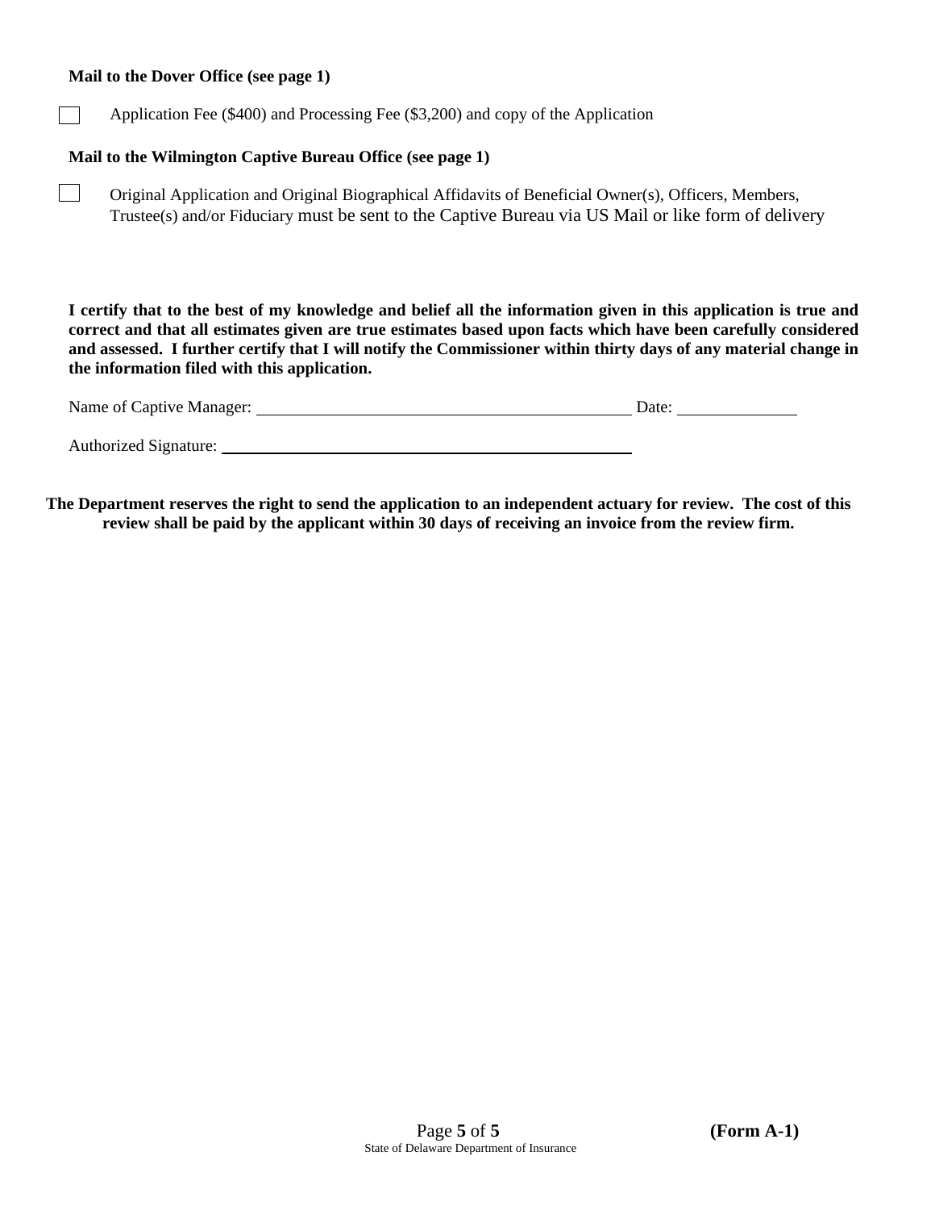**Mail to the Dover Office (see page 1)**

- [ ] Application Fee ($400) and Processing Fee ($3,200) and copy of the Application

**Mail to the Wilmington Captive Bureau Office (see page 1)**

- [ ] Original Application and Original Biographical Affidavits of Beneficial Owner(s), Officers, Members, Trustee(s) and/or Fiduciary must be sent to the Captive Bureau via US Mail or like form of delivery

**I certify that to the best of my knowledge and belief all the information given in this application is true and correct and that all estimates given are true estimates based upon facts which have been carefully considered and assessed. I further certify that I will notify the Commissioner within thirty days of any material change in the information filed with this application.**

Name of Captive Manager: ____________________________________________ Date: ______________

Authorized Signature: __________________________________________________

**The Department reserves the right to send the application to an independent actuary for review. The cost of this review shall be paid by the applicant within 30 days of receiving an invoice from the review firm.**